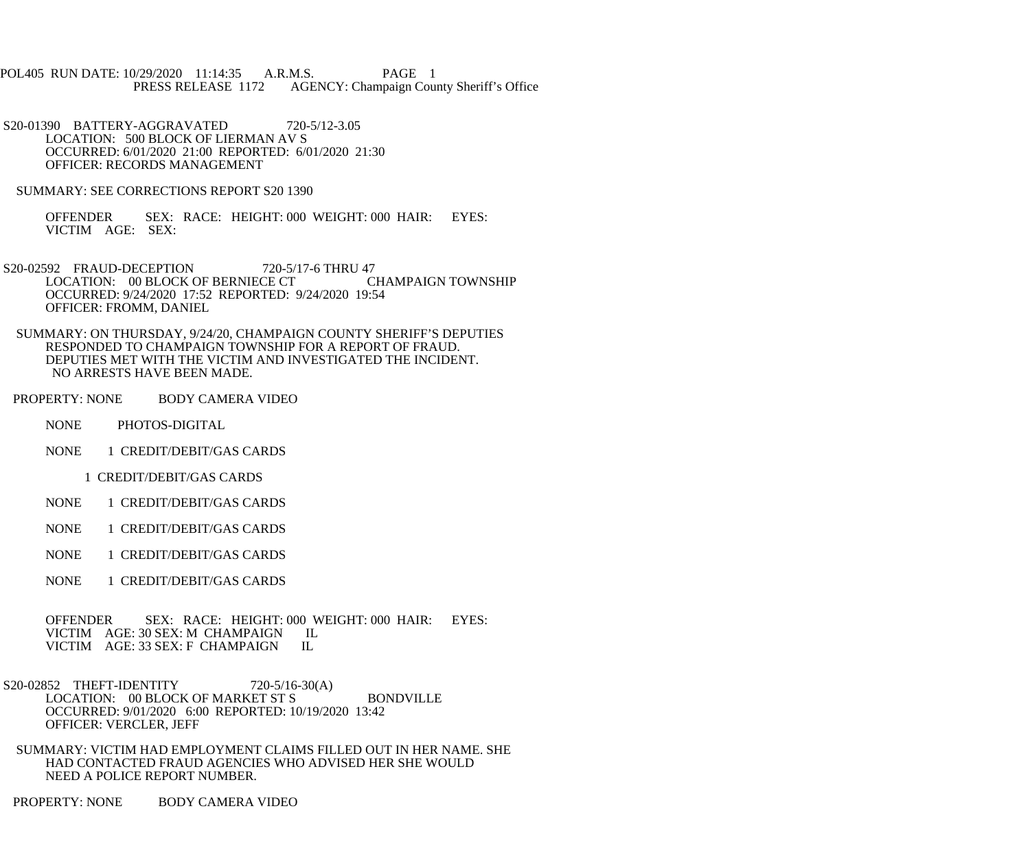POL405 RUN DATE: 10/29/2020 11:14:35 A.R.M.S. PAGE 1
PRESS RELEASE 1172 AGENCY: Champaign County Sheriff's Office

S20-01390 BATTERY-AGGRAVATED 720-5/12-3.05
LOCATION: 500 BLOCK OF LIERMAN AV S
OCCURRED: 6/01/2020 21:00 REPORTED: 6/01/2020 21:30
OFFICER: RECORDS MANAGEMENT

SUMMARY: SEE CORRECTIONS REPORT S20 1390

OFFENDER SEX: RACE: HEIGHT: 000 WEIGHT: 000 HAIR: EYES:
VICTIM AGE: SEX:

S20-02592 FRAUD-DECEPTION 720-5/17-6 THRU 47
LOCATION: 00 BLOCK OF BERNIECE CT CHAMPAIGN TOWNSHIP
OCCURRED: 9/24/2020 17:52 REPORTED: 9/24/2020 19:54
OFFICER: FROMM, DANIEL

SUMMARY: ON THURSDAY, 9/24/20, CHAMPAIGN COUNTY SHERIFF'S DEPUTIES RESPONDED TO CHAMPAIGN TOWNSHIP FOR A REPORT OF FRAUD. DEPUTIES MET WITH THE VICTIM AND INVESTIGATED THE INCIDENT. NO ARRESTS HAVE BEEN MADE.

PROPERTY: NONE BODY CAMERA VIDEO

NONE PHOTOS-DIGITAL

NONE 1 CREDIT/DEBIT/GAS CARDS

1 CREDIT/DEBIT/GAS CARDS

NONE 1 CREDIT/DEBIT/GAS CARDS

NONE 1 CREDIT/DEBIT/GAS CARDS

NONE 1 CREDIT/DEBIT/GAS CARDS

NONE 1 CREDIT/DEBIT/GAS CARDS

OFFENDER SEX: RACE: HEIGHT: 000 WEIGHT: 000 HAIR: EYES:
VICTIM AGE: 30 SEX: M CHAMPAIGN IL
VICTIM AGE: 33 SEX: F CHAMPAIGN IL

S20-02852 THEFT-IDENTITY 720-5/16-30(A)
LOCATION: 00 BLOCK OF MARKET ST S BONDVILLE
OCCURRED: 9/01/2020 6:00 REPORTED: 10/19/2020 13:42
OFFICER: VERCLER, JEFF

SUMMARY: VICTIM HAD EMPLOYMENT CLAIMS FILLED OUT IN HER NAME. SHE HAD CONTACTED FRAUD AGENCIES WHO ADVISED HER SHE WOULD NEED A POLICE REPORT NUMBER.

PROPERTY: NONE BODY CAMERA VIDEO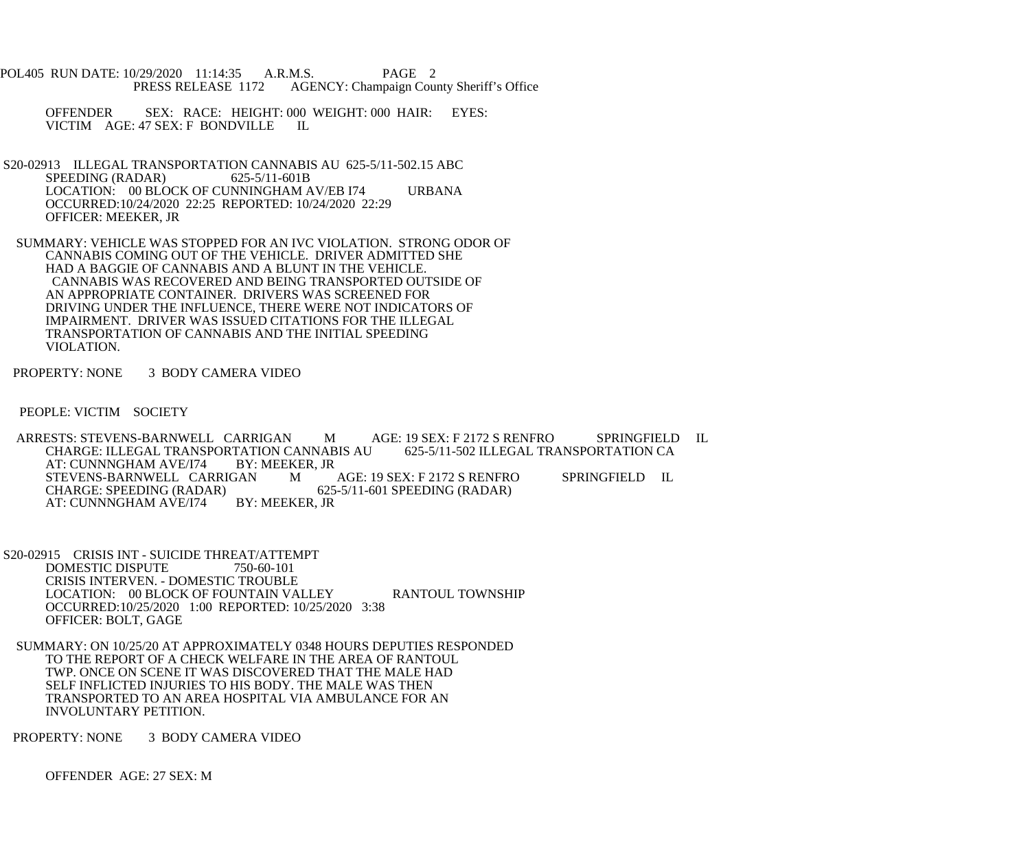OFFENDER SEX: RACE: HEIGHT: 000 WEIGHT: 000 HAIR: EYES:
VICTIM AGE: 47 SEX: F BONDVILLE IL

S20-02913 ILLEGAL TRANSPORTATION CANNABIS AU 625-5/11-502.15 ABC
SPEEDING (RADAR) 625-5/11-601B
LOCATION: 00 BLOCK OF CUNNINGHAM AV/EB I74 URBANA
OCCURRED:10/24/2020 22:25 REPORTED: 10/24/2020 22:29
OFFICER: MEEKER, JR

SUMMARY: VEHICLE WAS STOPPED FOR AN IVC VIOLATION. STRONG ODOR OF CANNABIS COMING OUT OF THE VEHICLE. DRIVER ADMITTED SHE HAD A BAGGIE OF CANNABIS AND A BLUNT IN THE VEHICLE. CANNABIS WAS RECOVERED AND BEING TRANSPORTED OUTSIDE OF AN APPROPRIATE CONTAINER. DRIVERS WAS SCREENED FOR DRIVING UNDER THE INFLUENCE, THERE WERE NOT INDICATORS OF IMPAIRMENT. DRIVER WAS ISSUED CITATIONS FOR THE ILLEGAL TRANSPORTATION OF CANNABIS AND THE INITIAL SPEEDING VIOLATION.

PROPERTY: NONE 3 BODY CAMERA VIDEO

PEOPLE: VICTIM SOCIETY

ARRESTS: STEVENS-BARNWELL CARRIGAN M AGE: 19 SEX: F 2172 S RENFRO SPRINGFIELD IL
CHARGE: ILLEGAL TRANSPORTATION CANNABIS AU 625-5/11-502 ILLEGAL TRANSPORTATION CA
AT: CUNNNGHAM AVE/I74 BY: MEEKER, JR
STEVENS-BARNWELL CARRIGAN M AGE: 19 SEX: F 2172 S RENFRO SPRINGFIELD IL
CHARGE: SPEEDING (RADAR) 625-5/11-601 SPEEDING (RADAR)
AT: CUNNNGHAM AVE/I74 BY: MEEKER, JR

S20-02915 CRISIS INT - SUICIDE THREAT/ATTEMPT
DOMESTIC DISPUTE 750-60-101
CRISIS INTERVEN. - DOMESTIC TROUBLE
LOCATION: 00 BLOCK OF FOUNTAIN VALLEY RANTOUL TOWNSHIP
OCCURRED:10/25/2020 1:00 REPORTED: 10/25/2020 3:38
OFFICER: BOLT, GAGE

SUMMARY: ON 10/25/20 AT APPROXIMATELY 0348 HOURS DEPUTIES RESPONDED TO THE REPORT OF A CHECK WELFARE IN THE AREA OF RANTOUL TWP. ONCE ON SCENE IT WAS DISCOVERED THAT THE MALE HAD SELF INFLICTED INJURIES TO HIS BODY. THE MALE WAS THEN TRANSPORTED TO AN AREA HOSPITAL VIA AMBULANCE FOR AN INVOLUNTARY PETITION.

PROPERTY: NONE 3 BODY CAMERA VIDEO

OFFENDER AGE: 27 SEX: M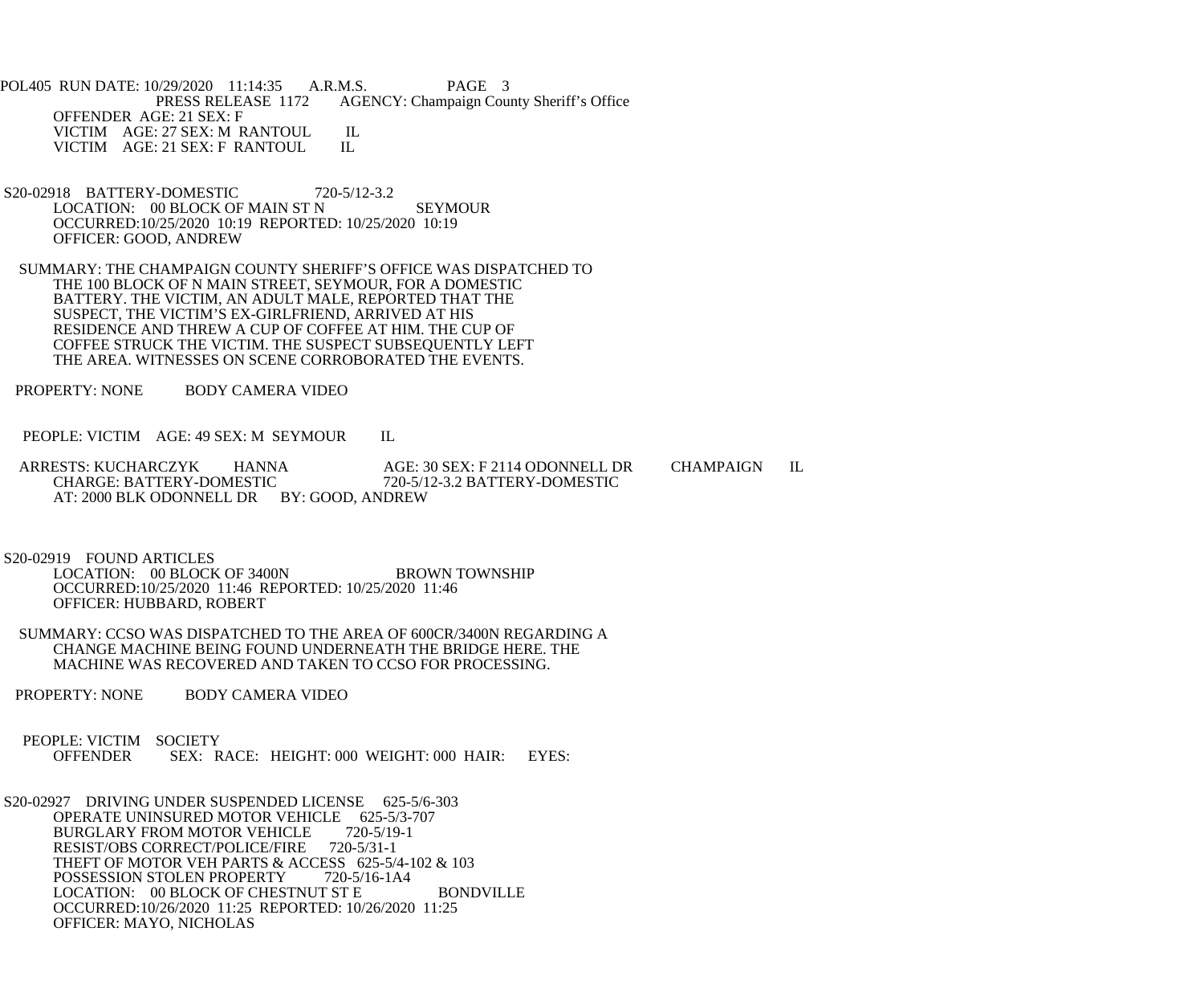PRESS RELEASE 1172 AGENCY: Champaign County Sheriff's Office

OFFENDER AGE: 21 SEX: F
VICTIM AGE: 27 SEX: M RANTOUL IL
VICTIM AGE: 21 SEX: F RANTOUL IL

S20-02918 BATTERY-DOMESTIC 720-5/12-3.2
LOCATION: 00 BLOCK OF MAIN ST N SEYMOUR
OCCURRED:10/25/2020 10:19 REPORTED: 10/25/2020 10:19
OFFICER: GOOD, ANDREW

SUMMARY: THE CHAMPAIGN COUNTY SHERIFF'S OFFICE WAS DISPATCHED TO THE 100 BLOCK OF N MAIN STREET, SEYMOUR, FOR A DOMESTIC BATTERY. THE VICTIM, AN ADULT MALE, REPORTED THAT THE SUSPECT, THE VICTIM'S EX-GIRLFRIEND, ARRIVED AT HIS RESIDENCE AND THREW A CUP OF COFFEE AT HIM. THE CUP OF COFFEE STRUCK THE VICTIM. THE SUSPECT SUBSEQUENTLY LEFT THE AREA. WITNESSES ON SCENE CORROBORATED THE EVENTS.

PROPERTY: NONE BODY CAMERA VIDEO

PEOPLE: VICTIM AGE: 49 SEX: M SEYMOUR IL

ARRESTS: KUCHARCZYK HANNA AGE: 30 SEX: F 2114 ODONNELL DR CHAMPAIGN IL
CHARGE: BATTERY-DOMESTIC 720-5/12-3.2 BATTERY-DOMESTIC
AT: 2000 BLK ODONNELL DR BY: GOOD, ANDREW

S20-02919 FOUND ARTICLES
LOCATION: 00 BLOCK OF 3400N BROWN TOWNSHIP
OCCURRED:10/25/2020 11:46 REPORTED: 10/25/2020 11:46
OFFICER: HUBBARD, ROBERT

SUMMARY: CCSO WAS DISPATCHED TO THE AREA OF 600CR/3400N REGARDING A CHANGE MACHINE BEING FOUND UNDERNEATH THE BRIDGE HERE. THE MACHINE WAS RECOVERED AND TAKEN TO CCSO FOR PROCESSING.

PROPERTY: NONE BODY CAMERA VIDEO

PEOPLE: VICTIM SOCIETY
OFFENDER SEX: RACE: HEIGHT: 000 WEIGHT: 000 HAIR: EYES:

S20-02927 DRIVING UNDER SUSPENDED LICENSE 625-5/6-303
OPERATE UNINSURED MOTOR VEHICLE 625-5/3-707
BURGLARY FROM MOTOR VEHICLE 720-5/19-1
RESIST/OBS CORRECT/POLICE/FIRE 720-5/31-1
THEFT OF MOTOR VEH PARTS & ACCESS 625-5/4-102 & 103
POSSESSION STOLEN PROPERTY 720-5/16-1A4
LOCATION: 00 BLOCK OF CHESTNUT ST E BONDVILLE
OCCURRED:10/26/2020 11:25 REPORTED: 10/26/2020 11:25
OFFICER: MAYO, NICHOLAS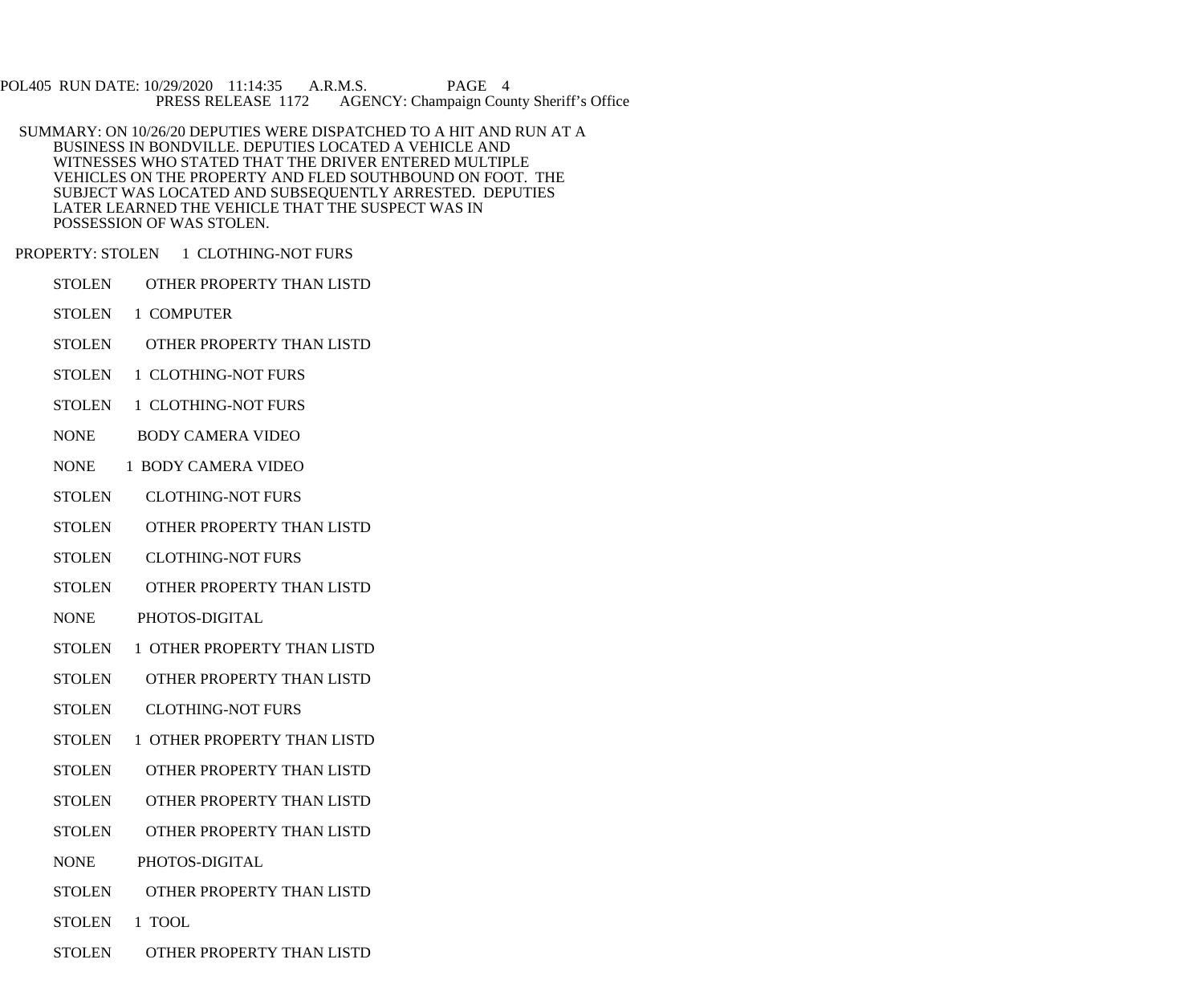POL405 RUN DATE: 10/29/2020 11:14:35 A.R.M.S. PAGE 4
PRESS RELEASE 1172 AGENCY: Champaign County Sheriff's Office

SUMMARY: ON 10/26/20 DEPUTIES WERE DISPATCHED TO A HIT AND RUN AT A BUSINESS IN BONDVILLE. DEPUTIES LOCATED A VEHICLE AND WITNESSES WHO STATED THAT THE DRIVER ENTERED MULTIPLE VEHICLES ON THE PROPERTY AND FLED SOUTHBOUND ON FOOT. THE SUBJECT WAS LOCATED AND SUBSEQUENTLY ARRESTED. DEPUTIES LATER LEARNED THE VEHICLE THAT THE SUSPECT WAS IN POSSESSION OF WAS STOLEN.

PROPERTY: STOLEN 1 CLOTHING-NOT FURS

STOLEN OTHER PROPERTY THAN LISTD

STOLEN 1 COMPUTER

STOLEN OTHER PROPERTY THAN LISTD

STOLEN 1 CLOTHING-NOT FURS

STOLEN 1 CLOTHING-NOT FURS

NONE BODY CAMERA VIDEO

NONE 1 BODY CAMERA VIDEO

STOLEN CLOTHING-NOT FURS

STOLEN OTHER PROPERTY THAN LISTD

STOLEN CLOTHING-NOT FURS

STOLEN OTHER PROPERTY THAN LISTD

NONE PHOTOS-DIGITAL

STOLEN 1 OTHER PROPERTY THAN LISTD

STOLEN OTHER PROPERTY THAN LISTD

STOLEN CLOTHING-NOT FURS

STOLEN 1 OTHER PROPERTY THAN LISTD

STOLEN OTHER PROPERTY THAN LISTD

STOLEN OTHER PROPERTY THAN LISTD

STOLEN OTHER PROPERTY THAN LISTD

NONE PHOTOS-DIGITAL

STOLEN OTHER PROPERTY THAN LISTD

STOLEN 1 TOOL

STOLEN OTHER PROPERTY THAN LISTD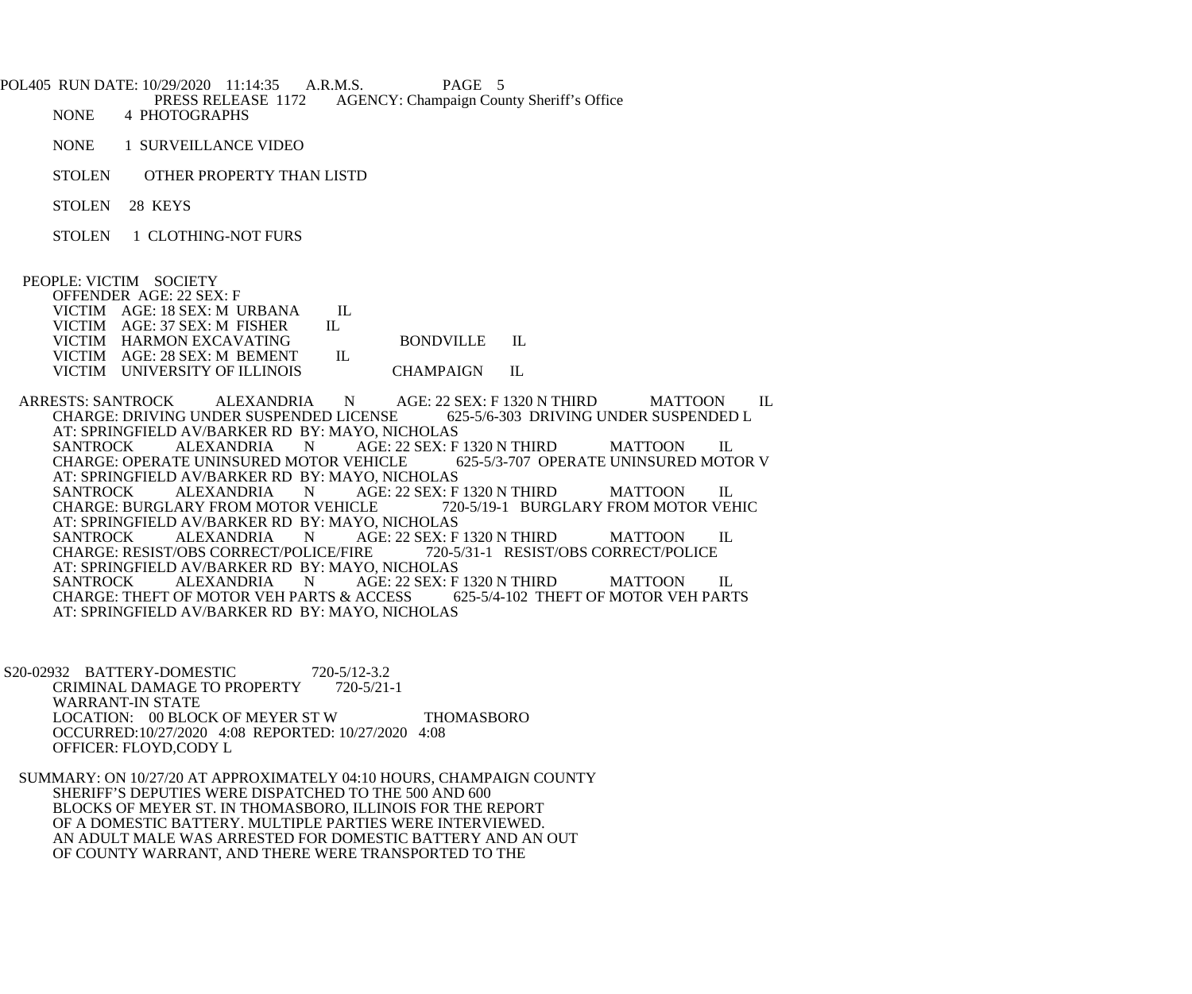NONE 4 PHOTOGRAPHS

NONE 1 SURVEILLANCE VIDEO

STOLEN OTHER PROPERTY THAN LISTD

STOLEN 28 KEYS

STOLEN 1 CLOTHING-NOT FURS

PEOPLE: VICTIM SOCIETY
OFFENDER AGE: 22 SEX: F
VICTIM AGE: 18 SEX: M URBANA IL
VICTIM AGE: 37 SEX: M FISHER IL
VICTIM HARMON EXCAVATING BONDVILLE IL
VICTIM AGE: 28 SEX: M BEMENT IL
VICTIM UNIVERSITY OF ILLINOIS CHAMPAIGN IL

ARRESTS: SANTROCK ALEXANDRIA N AGE: 22 SEX: F 1320 N THIRD MATTOON IL
CHARGE: DRIVING UNDER SUSPENDED LICENSE 625-5/6-303 DRIVING UNDER SUSPENDED L
AT: SPRINGFIELD AV/BARKER RD BY: MAYO, NICHOLAS
SANTROCK ALEXANDRIA N AGE: 22 SEX: F 1320 N THIRD MATTOON IL
CHARGE: OPERATE UNINSURED MOTOR VEHICLE 625-5/3-707 OPERATE UNINSURED MOTOR V
AT: SPRINGFIELD AV/BARKER RD BY: MAYO, NICHOLAS
SANTROCK ALEXANDRIA N AGE: 22 SEX: F 1320 N THIRD MATTOON IL
CHARGE: BURGLARY FROM MOTOR VEHICLE 720-5/19-1 BURGLARY FROM MOTOR VEHIC
AT: SPRINGFIELD AV/BARKER RD BY: MAYO, NICHOLAS
SANTROCK ALEXANDRIA N AGE: 22 SEX: F 1320 N THIRD MATTOON IL
CHARGE: RESIST/OBS CORRECT/POLICE/FIRE 720-5/31-1 RESIST/OBS CORRECT/POLICE
AT: SPRINGFIELD AV/BARKER RD BY: MAYO, NICHOLAS
SANTROCK ALEXANDRIA N AGE: 22 SEX: F 1320 N THIRD MATTOON IL
CHARGE: THEFT OF MOTOR VEH PARTS & ACCESS 625-5/4-102 THEFT OF MOTOR VEH PARTS
AT: SPRINGFIELD AV/BARKER RD BY: MAYO, NICHOLAS

S20-02932 BATTERY-DOMESTIC 720-5/12-3.2
CRIMINAL DAMAGE TO PROPERTY 720-5/21-1
WARRANT-IN STATE
LOCATION: 00 BLOCK OF MEYER ST W THOMASBORO
OCCURRED:10/27/2020 4:08 REPORTED: 10/27/2020 4:08
OFFICER: FLOYD,CODY L

SUMMARY: ON 10/27/20 AT APPROXIMATELY 04:10 HOURS, CHAMPAIGN COUNTY SHERIFF'S DEPUTIES WERE DISPATCHED TO THE 500 AND 600 BLOCKS OF MEYER ST. IN THOMASBORO, ILLINOIS FOR THE REPORT OF A DOMESTIC BATTERY. MULTIPLE PARTIES WERE INTERVIEWED. AN ADULT MALE WAS ARRESTED FOR DOMESTIC BATTERY AND AN OUT OF COUNTY WARRANT, AND THERE WERE TRANSPORTED TO THE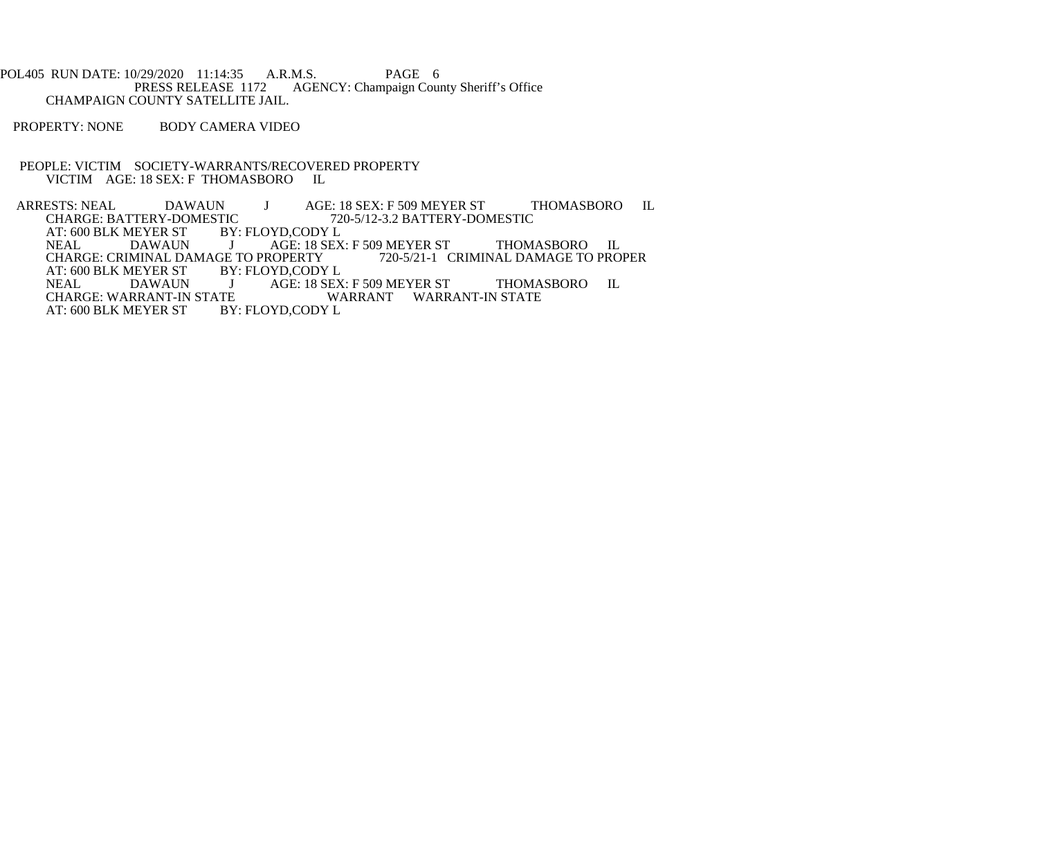POL405 RUN DATE: 10/29/2020 11:14:35 A.R.M.S. PAGE 6
PRESS RELEASE 1172 AGENCY: Champaign County Sheriff's Office

CHAMPAIGN COUNTY SATELLITE JAIL.

PROPERTY: NONE BODY CAMERA VIDEO

PEOPLE: VICTIM SOCIETY-WARRANTS/RECOVERED PROPERTY
VICTIM AGE: 18 SEX: F THOMASBORO IL

ARRESTS: NEAL DAWAUN J AGE: 18 SEX: F 509 MEYER ST THOMASBORO IL
CHARGE: BATTERY-DOMESTIC 720-5/12-3.2 BATTERY-DOMESTIC
AT: 600 BLK MEYER ST BY: FLOYD,CODY L
NEAL DAWAUN J AGE: 18 SEX: F 509 MEYER ST THOMASBORO IL
CHARGE: CRIMINAL DAMAGE TO PROPERTY 720-5/21-1 CRIMINAL DAMAGE TO PROPER
AT: 600 BLK MEYER ST BY: FLOYD,CODY L
NEAL DAWAUN J AGE: 18 SEX: F 509 MEYER ST THOMASBORO IL
CHARGE: WARRANT-IN STATE WARRANT WARRANT-IN STATE
AT: 600 BLK MEYER ST BY: FLOYD,CODY L